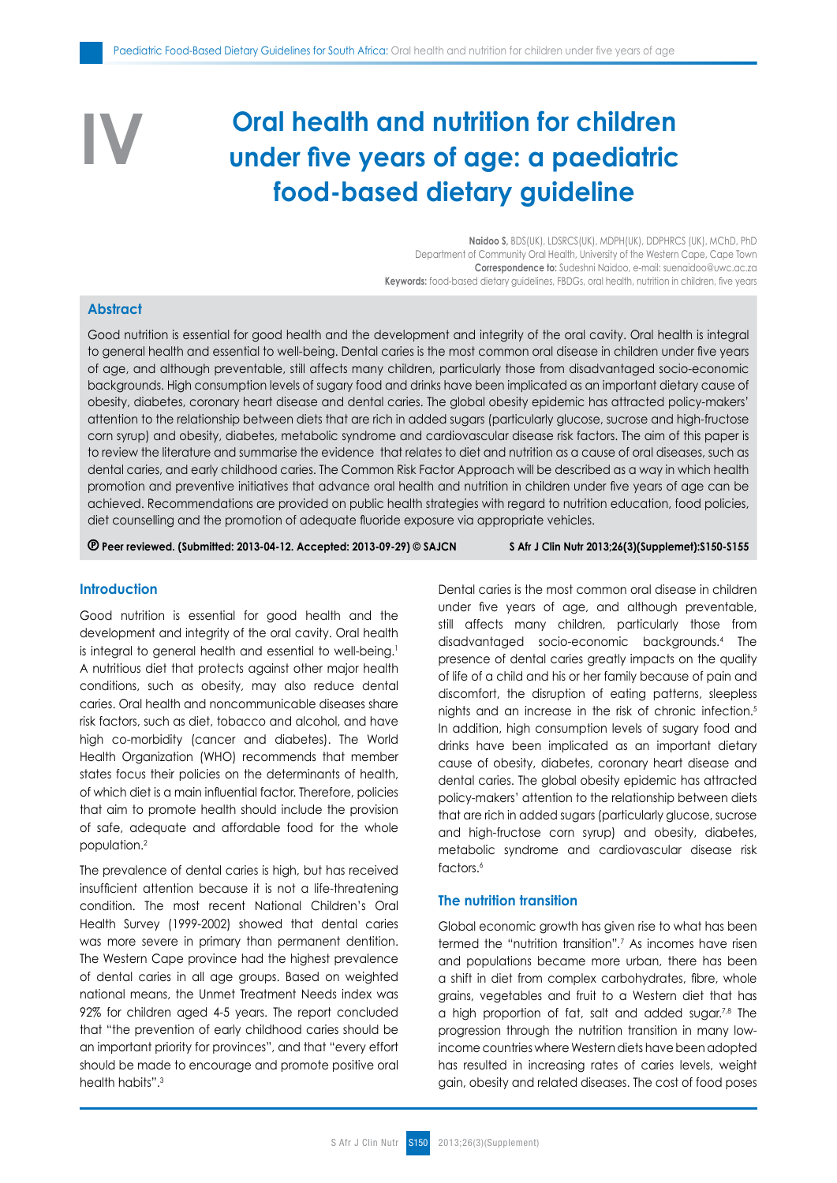# IV Oral health and nutrition for children under five years of age: a paediatric food-based dietary guideline

**Naidoo S,** BDS(UK), LDSRCS(UK), MDPH(UK), DDPHRCS (UK), MChD, PhD
Department of Community Oral Health, University of the Western Cape, Cape Town
**Correspondence to:** Sudeshni Naidoo, e-mail: suenaidoo@uwc.ac.za
**Keywords:** food-based dietary guidelines, FBDGs, oral health, nutrition in children, five years

## Abstract

Good nutrition is essential for good health and the development and integrity of the oral cavity. Oral health is integral to general health and essential to well-being. Dental caries is the most common oral disease in children under five years of age, and although preventable, still affects many children, particularly those from disadvantaged socio-economic backgrounds. High consumption levels of sugary food and drinks have been implicated as an important dietary cause of obesity, diabetes, coronary heart disease and dental caries. The global obesity epidemic has attracted policy-makers' attention to the relationship between diets that are rich in added sugars (particularly glucose, sucrose and high-fructose corn syrup) and obesity, diabetes, metabolic syndrome and cardiovascular disease risk factors. The aim of this paper is to review the literature and summarise the evidence that relates to diet and nutrition as a cause of oral diseases, such as dental caries, and early childhood caries. The Common Risk Factor Approach will be described as a way in which health promotion and preventive initiatives that advance oral health and nutrition in children under five years of age can be achieved. Recommendations are provided on public health strategies with regard to nutrition education, food policies, diet counselling and the promotion of adequate fluoride exposure via appropriate vehicles.

**Peer reviewed. (Submitted: 2013-04-12. Accepted: 2013-09-29) © SAJCN**

## Introduction

Good nutrition is essential for good health and the development and integrity of the oral cavity. Oral health is integral to general health and essential to well-being.[1] A nutritious diet that protects against other major health conditions, such as obesity, may also reduce dental caries. Oral health and noncommunicable diseases share risk factors, such as diet, tobacco and alcohol, and have high co-morbidity (cancer and diabetes). The World Health Organization (WHO) recommends that member states focus their policies on the determinants of health, of which diet is a main influential factor. Therefore, policies that aim to promote health should include the provision of safe, adequate and affordable food for the whole population.[2]

The prevalence of dental caries is high, but has received insufficient attention because it is not a life-threatening condition. The most recent National Children's Oral Health Survey (1999-2002) showed that dental caries was more severe in primary than permanent dentition. The Western Cape province had the highest prevalence of dental caries in all age groups. Based on weighted national means, the Unmet Treatment Needs index was 92% for children aged 4-5 years. The report concluded that "the prevention of early childhood caries should be an important priority for provinces", and that "every effort should be made to encourage and promote positive oral health habits".[3]

Dental caries is the most common oral disease in children under five years of age, and although preventable, still affects many children, particularly those from disadvantaged socio-economic backgrounds.[4] The presence of dental caries greatly impacts on the quality of life of a child and his or her family because of pain and discomfort, the disruption of eating patterns, sleepless nights and an increase in the risk of chronic infection.[5] In addition, high consumption levels of sugary food and drinks have been implicated as an important dietary cause of obesity, diabetes, coronary heart disease and dental caries. The global obesity epidemic has attracted policy-makers' attention to the relationship between diets that are rich in added sugars (particularly glucose, sucrose and high-fructose corn syrup) and obesity, diabetes, metabolic syndrome and cardiovascular disease risk factors.[6]

### The nutrition transition

Global economic growth has given rise to what has been termed the "nutrition transition".[7] As incomes have risen and populations became more urban, there has been a shift in diet from complex carbohydrates, fibre, whole grains, vegetables and fruit to a Western diet that has a high proportion of fat, salt and added sugar.[7,8] The progression through the nutrition transition in many low-income countries where Western diets have been adopted has resulted in increasing rates of caries levels, weight gain, obesity and related diseases. The cost of food poses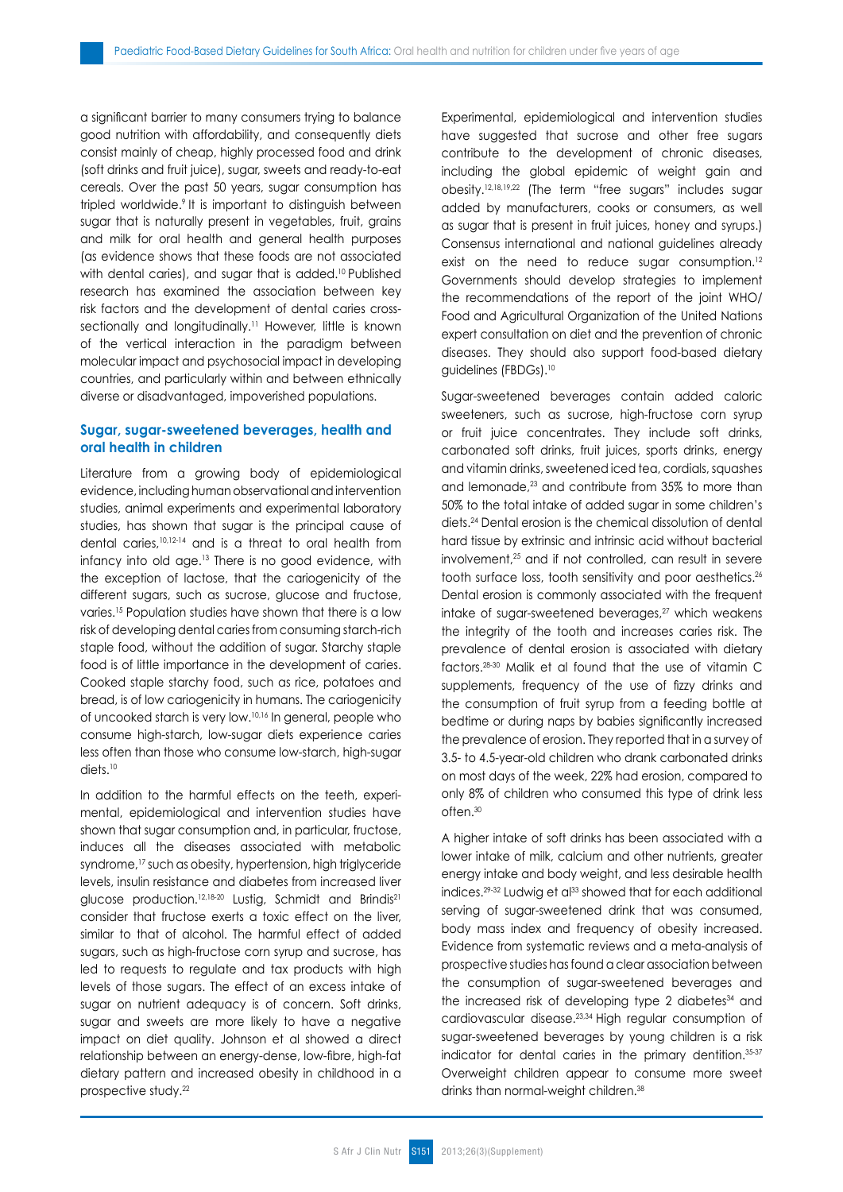a significant barrier to many consumers trying to balance good nutrition with affordability, and consequently diets consist mainly of cheap, highly processed food and drink (soft drinks and fruit juice), sugar, sweets and ready-to-eat cereals. Over the past 50 years, sugar consumption has tripled worldwide.[9] It is important to distinguish between sugar that is naturally present in vegetables, fruit, grains and milk for oral health and general health purposes (as evidence shows that these foods are not associated with dental caries), and sugar that is added.[10] Published research has examined the association between key risk factors and the development of dental caries cross-sectionally and longitudinally.[11] However, little is known of the vertical interaction in the paradigm between molecular impact and psychosocial impact in developing countries, and particularly within and between ethnically diverse or disadvantaged, impoverished populations.

### Sugar, sugar-sweetened beverages, health and oral health in children

Literature from a growing body of epidemiological evidence, including human observational and intervention studies, animal experiments and experimental laboratory studies, has shown that sugar is the principal cause of dental caries,[10,12-14] and is a threat to oral health from infancy into old age.[13] There is no good evidence, with the exception of lactose, that the cariogenicity of the different sugars, such as sucrose, glucose and fructose, varies.[15] Population studies have shown that there is a low risk of developing dental caries from consuming starch-rich staple food, without the addition of sugar. Starchy staple food is of little importance in the development of caries. Cooked staple starchy food, such as rice, potatoes and bread, is of low cariogenicity in humans. The cariogenicity of uncooked starch is very low.[10,16] In general, people who consume high-starch, low-sugar diets experience caries less often than those who consume low-starch, high-sugar diets.[10]

In addition to the harmful effects on the teeth, experimental, epidemiological and intervention studies have shown that sugar consumption and, in particular, fructose, induces all the diseases associated with metabolic syndrome,[17] such as obesity, hypertension, high triglyceride levels, insulin resistance and diabetes from increased liver glucose production.[12,18-20] Lustig, Schmidt and Brindis[21] consider that fructose exerts a toxic effect on the liver, similar to that of alcohol. The harmful effect of added sugars, such as high-fructose corn syrup and sucrose, has led to requests to regulate and tax products with high levels of those sugars. The effect of an excess intake of sugar on nutrient adequacy is of concern. Soft drinks, sugar and sweets are more likely to have a negative impact on diet quality. Johnson et al showed a direct relationship between an energy-dense, low-fibre, high-fat dietary pattern and increased obesity in childhood in a prospective study.[22]

Experimental, epidemiological and intervention studies have suggested that sucrose and other free sugars contribute to the development of chronic diseases, including the global epidemic of weight gain and obesity.[12,18,19,22] (The term "free sugars" includes sugar added by manufacturers, cooks or consumers, as well as sugar that is present in fruit juices, honey and syrups.) Consensus international and national guidelines already exist on the need to reduce sugar consumption.[12] Governments should develop strategies to implement the recommendations of the report of the joint WHO/ Food and Agricultural Organization of the United Nations expert consultation on diet and the prevention of chronic diseases. They should also support food-based dietary guidelines (FBDGs).[10]

Sugar-sweetened beverages contain added caloric sweeteners, such as sucrose, high-fructose corn syrup or fruit juice concentrates. They include soft drinks, carbonated soft drinks, fruit juices, sports drinks, energy and vitamin drinks, sweetened iced tea, cordials, squashes and lemonade,[23] and contribute from 35% to more than 50% to the total intake of added sugar in some children's diets.[24] Dental erosion is the chemical dissolution of dental hard tissue by extrinsic and intrinsic acid without bacterial involvement,[25] and if not controlled, can result in severe tooth surface loss, tooth sensitivity and poor aesthetics.[26] Dental erosion is commonly associated with the frequent intake of sugar-sweetened beverages,[27] which weakens the integrity of the tooth and increases caries risk. The prevalence of dental erosion is associated with dietary factors.[28-30] Malik et al found that the use of vitamin C supplements, frequency of the use of fizzy drinks and the consumption of fruit syrup from a feeding bottle at bedtime or during naps by babies significantly increased the prevalence of erosion. They reported that in a survey of 3.5- to 4.5-year-old children who drank carbonated drinks on most days of the week, 22% had erosion, compared to only 8% of children who consumed this type of drink less often.[30]

A higher intake of soft drinks has been associated with a lower intake of milk, calcium and other nutrients, greater energy intake and body weight, and less desirable health indices.[29-32] Ludwig et al[33] showed that for each additional serving of sugar-sweetened drink that was consumed, body mass index and frequency of obesity increased. Evidence from systematic reviews and a meta-analysis of prospective studies has found a clear association between the consumption of sugar-sweetened beverages and the increased risk of developing type 2 diabetes[34] and cardiovascular disease.[23,34] High regular consumption of sugar-sweetened beverages by young children is a risk indicator for dental caries in the primary dentition.[35-37] Overweight children appear to consume more sweet drinks than normal-weight children.[38]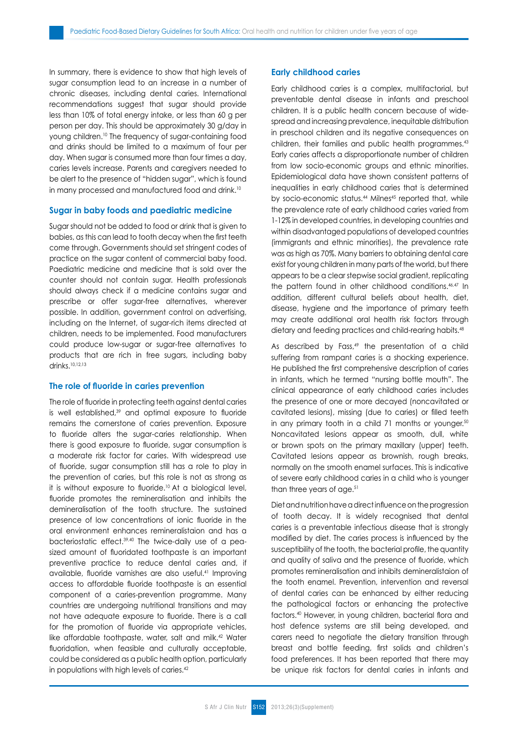In summary, there is evidence to show that high levels of sugar consumption lead to an increase in a number of chronic diseases, including dental caries. International recommendations suggest that sugar should provide less than 10% of total energy intake, or less than 60 g per person per day. This should be approximately 30 g/day in young children.[10] The frequency of sugar-containing food and drinks should be limited to a maximum of four per day. When sugar is consumed more than four times a day, caries levels increase. Parents and caregivers needed to be alert to the presence of "hidden sugar", which is found in many processed and manufactured food and drink.[10]

## Sugar in baby foods and paediatric medicine

Sugar should not be added to food or drink that is given to babies, as this can lead to tooth decay when the first teeth come through. Governments should set stringent codes of practice on the sugar content of commercial baby food. Paediatric medicine and medicine that is sold over the counter should not contain sugar. Health professionals should always check if a medicine contains sugar and prescribe or offer sugar-free alternatives, wherever possible. In addition, government control on advertising, including on the Internet, of sugar-rich items directed at children, needs to be implemented. Food manufacturers could produce low-sugar or sugar-free alternatives to products that are rich in free sugars, including baby drinks.[10,12,13]

## The role of fluoride in caries prevention

The role of fluoride in protecting teeth against dental caries is well established,[39] and optimal exposure to fluoride remains the cornerstone of caries prevention. Exposure to fluoride alters the sugar-caries relationship. When there is good exposure to fluoride, sugar consumption is a moderate risk factor for caries. With widespread use of fluoride, sugar consumption still has a role to play in the prevention of caries, but this role is not as strong as it is without exposure to fluoride.[10] At a biological level, fluoride promotes the remineralisation and inhibits the demineralisation of the tooth structure. The sustained presence of low concentrations of ionic fluoride in the oral environment enhances remineralistaion and has a bacteriostatic effect.[39,40] The twice-daily use of a pea-sized amount of fluoridated toothpaste is an important preventive practice to reduce dental caries and, if available, fluoride varnishes are also useful.[41] Improving access to affordable fluoride toothpaste is an essential component of a caries-prevention programme. Many countries are undergoing nutritional transitions and may not have adequate exposure to fluoride. There is a call for the promotion of fluoride via appropriate vehicles, like affordable toothpaste, water, salt and milk.[42] Water fluoridation, when feasible and culturally acceptable, could be considered as a public health option, particularly in populations with high levels of caries.[42]

## Early childhood caries

Early childhood caries is a complex, multifactorial, but preventable dental disease in infants and preschool children. It is a public health concern because of wide-spread and increasing prevalence, inequitable distribution in preschool children and its negative consequences on children, their families and public health programmes.[43] Early caries affects a disproportionate number of children from low socio-economic groups and ethnic minorities. Epidemiological data have shown consistent patterns of inequalities in early childhood caries that is determined by socio-economic status.[44] Milnes[45] reported that, while the prevalence rate of early childhood caries varied from 1-12% in developed countries, in developing countries and within disadvantaged populations of developed countries (immigrants and ethnic minorities), the prevalence rate was as high as 70%. Many barriers to obtaining dental care exist for young children in many parts of the world, but there appears to be a clear stepwise social gradient, replicating the pattern found in other childhood conditions.[46,47] In addition, different cultural beliefs about health, diet, disease, hygiene and the importance of primary teeth may create additional oral health risk factors through dietary and feeding practices and child-rearing habits.[48]

As described by Fass,[49] the presentation of a child suffering from rampant caries is a shocking experience. He published the first comprehensive description of caries in infants, which he termed "nursing bottle mouth". The clinical appearance of early childhood caries includes the presence of one or more decayed (noncavitated or cavitated lesions), missing (due to caries) or filled teeth in any primary tooth in a child 71 months or younger.[50] Noncavitated lesions appear as smooth, dull, white or brown spots on the primary maxillary (upper) teeth. Cavitated lesions appear as brownish, rough breaks, normally on the smooth enamel surfaces. This is indicative of severe early childhood caries in a child who is younger than three years of age.[51]

Diet and nutrition have a direct influence on the progression of tooth decay. It is widely recognised that dental caries is a preventable infectious disease that is strongly modified by diet. The caries process is influenced by the susceptibility of the tooth, the bacterial profile, the quantity and quality of saliva and the presence of fluoride, which promotes remineralisation and inhibits demineralistaion of the tooth enamel. Prevention, intervention and reversal of dental caries can be enhanced by either reducing the pathological factors or enhancing the protective factors.[40] However, in young children, bacterial flora and host defence systems are still being developed, and carers need to negotiate the dietary transition through breast and bottle feeding, first solids and children's food preferences. It has been reported that there may be unique risk factors for dental caries in infants and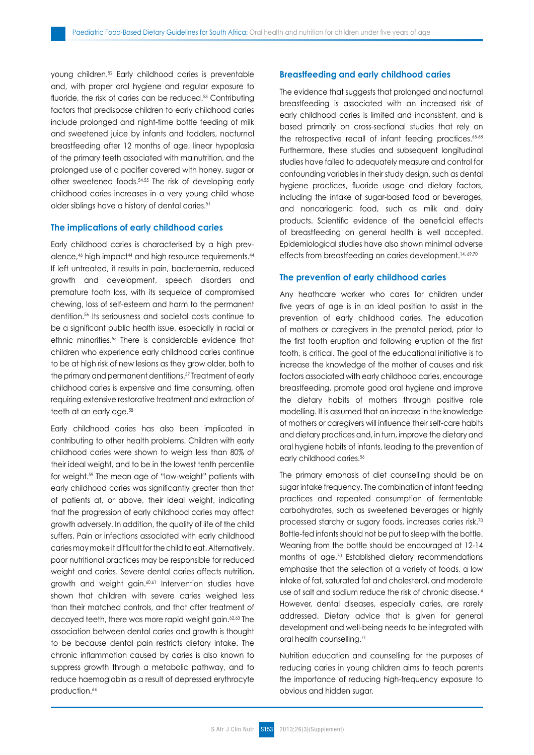young children.[52] Early childhood caries is preventable and, with proper oral hygiene and regular exposure to fluoride, the risk of caries can be reduced.[53] Contributing factors that predispose children to early childhood caries include prolonged and night-time bottle feeding of milk and sweetened juice by infants and toddlers, nocturnal breastfeeding after 12 months of age, linear hypoplasia of the primary teeth associated with malnutrition, and the prolonged use of a pacifier covered with honey, sugar or other sweetened foods.[54,55] The risk of developing early childhood caries increases in a very young child whose older siblings have a history of dental caries.[51]

## The implications of early childhood caries

Early childhood caries is characterised by a high prevalence,[46] high impact[44] and high resource requirements.[44] If left untreated, it results in pain, bacteraemia, reduced growth and development, speech disorders and premature tooth loss, with its sequelae of compromised chewing, loss of self-esteem and harm to the permanent dentition.[56] Its seriousness and societal costs continue to be a significant public health issue, especially in racial or ethnic minorities.[55] There is considerable evidence that children who experience early childhood caries continue to be at high risk of new lesions as they grow older, both to the primary and permanent dentitions.[57] Treatment of early childhood caries is expensive and time consuming, often requiring extensive restorative treatment and extraction of teeth at an early age.[58]

Early childhood caries has also been implicated in contributing to other health problems. Children with early childhood caries were shown to weigh less than 80% of their ideal weight, and to be in the lowest tenth percentile for weight.[59] The mean age of "low-weight" patients with early childhood caries was significantly greater than that of patients at, or above, their ideal weight, indicating that the progression of early childhood caries may affect growth adversely. In addition, the quality of life of the child suffers. Pain or infections associated with early childhood caries may make it difficult for the child to eat. Alternatively, poor nutritional practices may be responsible for reduced weight and caries. Severe dental caries affects nutrition, growth and weight gain.[60,61] Intervention studies have shown that children with severe caries weighed less than their matched controls, and that after treatment of decayed teeth, there was more rapid weight gain.[62,63] The association between dental caries and growth is thought to be because dental pain restricts dietary intake. The chronic inflammation caused by caries is also known to suppress growth through a metabolic pathway, and to reduce haemoglobin as a result of depressed erythrocyte production.[64]

## Breastfeeding and early childhood caries

The evidence that suggests that prolonged and nocturnal breastfeeding is associated with an increased risk of early childhood caries is limited and inconsistent, and is based primarily on cross-sectional studies that rely on the retrospective recall of infant feeding practices.[65-68] Furthermore, these studies and subsequent longitudinal studies have failed to adequately measure and control for confounding variables in their study design, such as dental hygiene practices, fluoride usage and dietary factors, including the intake of sugar-based food or beverages, and noncariogenic food, such as milk and dairy products. Scientific evidence of the beneficial effects of breastfeeding on general health is well accepted. Epidemiological studies have also shown minimal adverse effects from breastfeeding on caries development.[14, 69,70]

## The prevention of early childhood caries

Any heathcare worker who cares for children under five years of age is in an ideal position to assist in the prevention of early childhood caries. The education of mothers or caregivers in the prenatal period, prior to the first tooth eruption and following eruption of the first tooth, is critical. The goal of the educational initiative is to increase the knowledge of the mother of causes and risk factors associated with early childhood caries, encourage breastfeeding, promote good oral hygiene and improve the dietary habits of mothers through positive role modelling. It is assumed that an increase in the knowledge of mothers or caregivers will influence their self-care habits and dietary practices and, in turn, improve the dietary and oral hygiene habits of infants, leading to the prevention of early childhood caries.[56]

The primary emphasis of diet counselling should be on sugar intake frequency. The combination of infant feeding practices and repeated consumption of fermentable carbohydrates, such as sweetened beverages or highly processed starchy or sugary foods, increases caries risk.[70] Bottle-fed infants should not be put to sleep with the bottle. Weaning from the bottle should be encouraged at 12-14 months of age.[70] Established dietary recommendations emphasise that the selection of a variety of foods, a low intake of fat, saturated fat and cholesterol, and moderate use of salt and sodium reduce the risk of chronic disease.[4] However, dental diseases, especially caries, are rarely addressed. Dietary advice that is given for general development and well-being needs to be integrated with oral health counselling.[71]

Nutrition education and counselling for the purposes of reducing caries in young children aims to teach parents the importance of reducing high-frequency exposure to obvious and hidden sugar.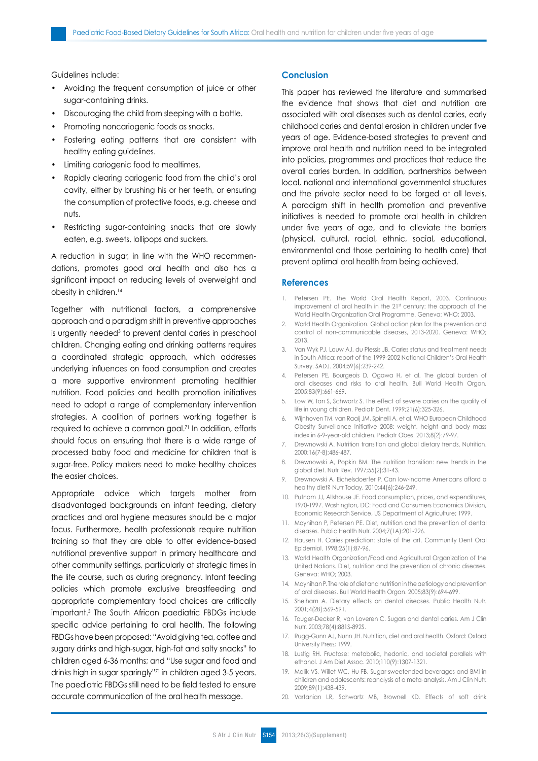Guidelines include:

- Avoiding the frequent consumption of juice or other sugar-containing drinks.
- Discouraging the child from sleeping with a bottle.
- Promoting noncariogenic foods as snacks.
- Fostering eating patterns that are consistent with healthy eating guidelines.
- Limiting cariogenic food to mealtimes.
- Rapidly clearing cariogenic food from the child's oral cavity, either by brushing his or her teeth, or ensuring the consumption of protective foods, e.g. cheese and nuts.
- Restricting sugar-containing snacks that are slowly eaten, e.g. sweets, lollipops and suckers.

A reduction in sugar, in line with the WHO recommendations, promotes good oral health and also has a significant impact on reducing levels of overweight and obesity in children.[14]

Together with nutritional factors, a comprehensive approach and a paradigm shift in preventive approaches is urgently needed[3] to prevent dental caries in preschool children. Changing eating and drinking patterns requires a coordinated strategic approach, which addresses underlying influences on food consumption and creates a more supportive environment promoting healthier nutrition. Food policies and health promotion initiatives need to adopt a range of complementary intervention strategies. A coalition of partners working together is required to achieve a common goal.[71] In addition, efforts should focus on ensuring that there is a wide range of processed baby food and medicine for children that is sugar-free. Policy makers need to make healthy choices the easier choices.

Appropriate advice which targets mother from disadvantaged backgrounds on infant feeding, dietary practices and oral hygiene measures should be a major focus. Furthermore, health professionals require nutrition training so that they are able to offer evidence-based nutritional preventive support in primary healthcare and other community settings, particularly at strategic times in the life course, such as during pregnancy. Infant feeding policies which promote exclusive breastfeeding and appropriate complementary food choices are critically important.[3] The South African paediatric FBDGs include specific advice pertaining to oral health. The following FBDGs have been proposed: "Avoid giving tea, coffee and sugary drinks and high-sugar, high-fat and salty snacks" to children aged 6-36 months; and "Use sugar and food and drinks high in sugar sparingly"[71] in children aged 3-5 years. The paediatric FBDGs still need to be field tested to ensure accurate communication of the oral health message.

## Conclusion

This paper has reviewed the literature and summarised the evidence that shows that diet and nutrition are associated with oral diseases such as dental caries, early childhood caries and dental erosion in children under five years of age. Evidence-based strategies to prevent and improve oral health and nutrition need to be integrated into policies, programmes and practices that reduce the overall caries burden. In addition, partnerships between local, national and international governmental structures and the private sector need to be forged at all levels. A paradigm shift in health promotion and preventive initiatives is needed to promote oral health in children under five years of age, and to alleviate the barriers (physical, cultural, racial, ethnic, social, educational, environmental and those pertaining to health care) that prevent optimal oral health from being achieved.

## References

1. Petersen PE. The World Oral Health Report, 2003. Continuous improvement of oral health in the 21st century: the approach of the World Health Organization Oral Programme. Geneva: WHO; 2003.
2. World Health Organization. Global action plan for the prevention and control of non-communicable diseases, 2013-2020. Geneva: WHO; 2013.
3. Van Wyk PJ, Louw AJ, du Plessis JB. Caries status and treatment needs in South Africa: report of the 1999-2002 National Children's Oral Health Survey. SADJ. 2004;59(6):239-242.
4. Petersen PE, Bourgeois D, Ogawa H, et al. The global burden of oral diseases and risks to oral health. Bull World Health Organ. 2005;83(9):661-669.
5. Low W, Tan S, Schwartz S. The effect of severe caries on the quality of life in young children. Pediatr Dent. 1999;21(6):325-326.
6. Wijnhoven TM, van Raaij JM, Spinelli A, et al. WHO European Childhood Obesity Surveillance Initiative 2008: weight, height and body mass index in 6-9-year-old children. Pediatr Obes. 2013;8(2):79-97.
7. Drewnowski A. Nutrition transition and global dietary trends. Nutrition. 2000;16(7-8):486-487.
8. Drewnowski A, Popkin BM. The nutrition transition: new trends in the global diet. Nutr Rev. 1997;55(2):31-43.
9. Drewnowski A, Eichelsdoerfer P. Can low-income Americans afford a healthy diet? Nutr Today. 2010;44(6):246-249.
10. Putnam JJ, Allshouse JE. Food consumption, prices, and expenditures, 1970-1997. Washington, DC: Food and Consumers Economics Division, Economic Research Service, US Department of Agriculture; 1999.
11. Moynihan P, Petersen PE. Diet, nutrition and the prevention of dental diseases. Public Health Nutr. 2004;7(1A):201-226.
12. Hausen H. Caries prediction: state of the art. Community Dent Oral Epidemiol. 1998;25(1):87-96.
13. World Health Organization/Food and Agricultural Organization of the United Nations. Diet, nutrition and the prevention of chronic diseases. Geneva: WHO; 2003.
14. Moynihan P. The role of diet and nutrition in the aetiology and prevention of oral diseases. Bull World Health Organ. 2005;83(9):694-699.
15. Sheiham A. Dietary effects on dental diseases. Public Health Nutr. 2001;4(2B):569-591.
16. Touger-Decker R, van Loveren C. Sugars and dental caries. Am J Clin Nutr. 2003;78(4):881S-892S.
17. Rugg-Gunn AJ, Nunn JH. Nutrition, diet and oral health. Oxford: Oxford University Press; 1999.
18. Lustig RH. Fructose: metabolic, hedonic, and societal parallels with ethanol. J Am Diet Assoc. 2010;110(9):1307-1321.
19. Malik VS, Willet WC, Hu FB. Sugar-sweetened beverages and BMI in children and adolescents: reanalysis of a meta-analysis. Am J Clin Nutr. 2009;89(1):438-439.
20. Vartanian LR, Schwartz MB, Brownell KD. Effects of soft drink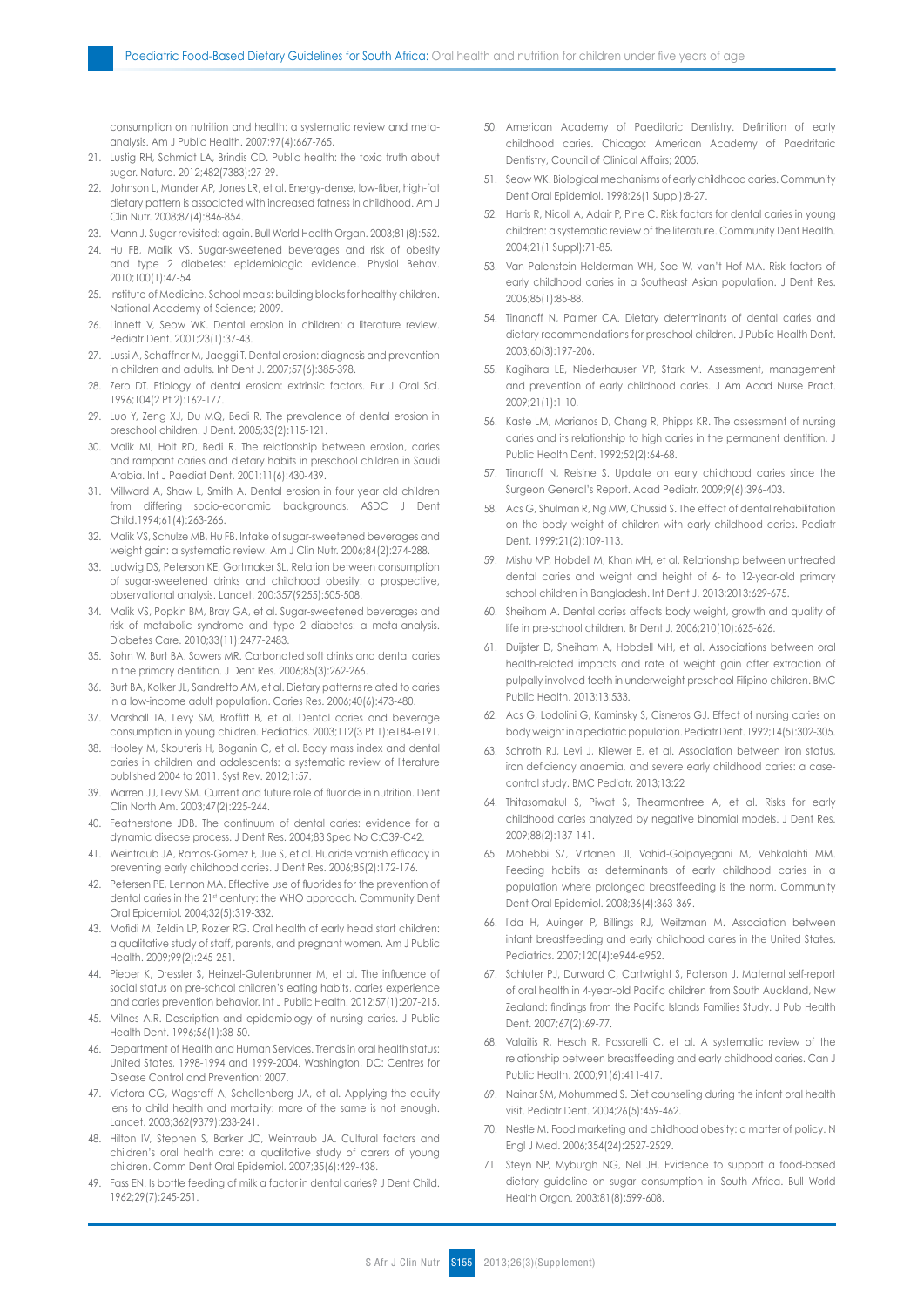consumption on nutrition and health: a systematic review and meta-analysis. Am J Public Health. 2007;97(4):667-765.

21. Lustig RH, Schmidt LA, Brindis CD. Public health: the toxic truth about sugar. Nature. 2012;482(7383):27-29.
22. Johnson L, Mander AP, Jones LR, et al. Energy-dense, low-fiber, high-fat dietary pattern is associated with increased fatness in childhood. Am J Clin Nutr. 2008;87(4):846-854.
23. Mann J. Sugar revisited: again. Bull World Health Organ. 2003;81(8):552.
24. Hu FB, Malik VS. Sugar-sweetened beverages and risk of obesity and type 2 diabetes: epidemiologic evidence. Physiol Behav. 2010;100(1):47-54.
25. Institute of Medicine. School meals: building blocks for healthy children. National Academy of Science; 2009.
26. Linnett V, Seow WK. Dental erosion in children: a literature review. Pediatr Dent. 2001;23(1):37-43.
27. Lussi A, Schaffner M, Jaeggi T. Dental erosion: diagnosis and prevention in children and adults. Int Dent J. 2007;57(6):385-398.
28. Zero DT. Etiology of dental erosion: extrinsic factors. Eur J Oral Sci. 1996;104(2 Pt 2):162-177.
29. Luo Y, Zeng XJ, Du MQ, Bedi R. The prevalence of dental erosion in preschool children. J Dent. 2005;33(2):115-121.
30. Malik MI, Holt RD, Bedi R. The relationship between erosion, caries and rampant caries and dietary habits in preschool children in Saudi Arabia. Int J Paediat Dent. 2001;11(6):430-439.
31. Millward A, Shaw L, Smith A. Dental erosion in four year old children from differing socio-economic backgrounds. ASDC J Dent Child.1994;61(4):263-266.
32. Malik VS, Schulze MB, Hu FB. Intake of sugar-sweetened beverages and weight gain: a systematic review. Am J Clin Nutr. 2006;84(2):274-288.
33. Ludwig DS, Peterson KE, Gortmaker SL. Relation between consumption of sugar-sweetened drinks and childhood obesity: a prospective, observational analysis. Lancet. 200;357(9255):505-508.
34. Malik VS, Popkin BM, Bray GA, et al. Sugar-sweetened beverages and risk of metabolic syndrome and type 2 diabetes: a meta-analysis. Diabetes Care. 2010;33(11):2477-2483.
35. Sohn W, Burt BA, Sowers MR. Carbonated soft drinks and dental caries in the primary dentition. J Dent Res. 2006;85(3):262-266.
36. Burt BA, Kolker JL, Sandretto AM, et al. Dietary patterns related to caries in a low-income adult population. Caries Res. 2006;40(6):473-480.
37. Marshall TA, Levy SM, Broffitt B, et al. Dental caries and beverage consumption in young children. Pediatrics. 2003;112(3 Pt 1):e184-e191.
38. Hooley M, Skouteris H, Boganin C, et al. Body mass index and dental caries in children and adolescents: a systematic review of literature published 2004 to 2011. Syst Rev. 2012;1:57.
39. Warren JJ, Levy SM. Current and future role of fluoride in nutrition. Dent Clin North Am. 2003;47(2):225-244.
40. Featherstone JDB. The continuum of dental caries: evidence for a dynamic disease process. J Dent Res. 2004;83 Spec No C:C39-C42.
41. Weintraub JA, Ramos-Gomez F, Jue S, et al. Fluoride varnish efficacy in preventing early childhood caries. J Dent Res. 2006;85(2):172-176.
42. Petersen PE, Lennon MA. Effective use of fluorides for the prevention of dental caries in the 21st century: the WHO approach. Community Dent Oral Epidemiol. 2004;32(5):319-332.
43. Mofidi M, Zeldin LP, Rozier RG. Oral health of early head start children: a qualitative study of staff, parents, and pregnant women. Am J Public Health. 2009;99(2):245-251.
44. Pieper K, Dressler S, Heinzel-Gutenbrunner M, et al. The influence of social status on pre-school children's eating habits, caries experience and caries prevention behavior. Int J Public Health. 2012;57(1):207-215.
45. Milnes A.R. Description and epidemiology of nursing caries. J Public Health Dent. 1996;56(1):38-50.
46. Department of Health and Human Services. Trends in oral health status: United States, 1998-1994 and 1999-2004. Washington, DC: Centres for Disease Control and Prevention; 2007.
47. Victora CG, Wagstaff A, Schellenberg JA, et al. Applying the equity lens to child health and mortality: more of the same is not enough. Lancet. 2003;362(9379):233-241.
48. Hilton IV, Stephen S, Barker JC, Weintraub JA. Cultural factors and children's oral health care: a qualitative study of carers of young children. Comm Dent Oral Epidemiol. 2007;35(6):429-438.
49. Fass EN. Is bottle feeding of milk a factor in dental caries? J Dent Child. 1962;29(7):245-251.
50. American Academy of Paediatric Dentistry. Definition of early childhood caries. Chicago: American Academy of Paedritaric Dentistry, Council of Clinical Affairs; 2005.
51. Seow WK. Biological mechanisms of early childhood caries. Community Dent Oral Epidemiol. 1998;26(1 Suppl):8-27.
52. Harris R, Nicoll A, Adair P, Pine C. Risk factors for dental caries in young children: a systematic review of the literature. Community Dent Health. 2004;21(1 Suppl):71-85.
53. Van Palenstein Helderman WH, Soe W, van't Hof MA. Risk factors of early childhood caries in a Southeast Asian population. J Dent Res. 2006;85(1):85-88.
54. Tinanoff N, Palmer CA. Dietary determinants of dental caries and dietary recommendations for preschool children. J Public Health Dent. 2003;60(3):197-206.
55. Kagihara LE, Niederhauser VP, Stark M. Assessment, management and prevention of early childhood caries. J Am Acad Nurse Pract. 2009;21(1):1-10.
56. Kaste LM, Marianos D, Chang R, Phipps KR. The assessment of nursing caries and its relationship to high caries in the permanent dentition. J Public Health Dent. 1992;52(2):64-68.
57. Tinanoff N, Reisine S. Update on early childhood caries since the Surgeon General's Report. Acad Pediatr. 2009;9(6):396-403.
58. Acs G, Shulman R, Ng MW, Chussid S. The effect of dental rehabilitation on the body weight of children with early childhood caries. Pediatr Dent. 1999;21(2):109-113.
59. Mishu MP, Hobdell M, Khan MH, et al. Relationship between untreated dental caries and weight and height of 6- to 12-year-old primary school children in Bangladesh. Int Dent J. 2013;2013:629-675.
60. Sheiham A. Dental caries affects body weight, growth and quality of life in pre-school children. Br Dent J. 2006;210(10):625-626.
61. Duijster D, Sheiham A, Hobdell MH, et al. Associations between oral health-related impacts and rate of weight gain after extraction of pulpally involved teeth in underweight preschool Filipino children. BMC Public Health. 2013;13:533.
62. Acs G, Lodolini G, Kaminsky S, Cisneros GJ. Effect of nursing caries on body weight in a pediatric population. Pediatr Dent. 1992;14(5):302-305.
63. Schroth RJ, Levi J, Kliewer E, et al. Association between iron status, iron deficiency anaemia, and severe early childhood caries: a case-control study. BMC Pediatr. 2013;13:22
64. Thitasomakul S, Piwat S, Thearmontree A, et al. Risks for early childhood caries analyzed by negative binomial models. J Dent Res. 2009;88(2):137-141.
65. Mohebbi SZ, Virtanen JI, Vahid-Golpayegani M, Vehkalahti MM. Feeding habits as determinants of early childhood caries in a population where prolonged breastfeeding is the norm. Community Dent Oral Epidemiol. 2008;36(4):363-369.
66. Iida H, Auinger P, Billings RJ, Weitzman M. Association between infant breastfeeding and early childhood caries in the United States. Pediatrics. 2007;120(4):e944-e952.
67. Schluter PJ, Durward C, Cartwright S, Paterson J. Maternal self-report of oral health in 4-year-old Pacific children from South Auckland, New Zealand: findings from the Pacific Islands Families Study. J Pub Health Dent. 2007;67(2):69-77.
68. Valaitis R, Hesch R, Passarelli C, et al. A systematic review of the relationship between breastfeeding and early childhood caries. Can J Public Health. 2000;91(6):411-417.
69. Nainar SM, Mohummed S. Diet counseling during the infant oral health visit. Pediatr Dent. 2004;26(5):459-462.
70. Nestle M. Food marketing and childhood obesity: a matter of policy. N Engl J Med. 2006;354(24):2527-2529.
71. Steyn NP, Myburgh NG, Nel JH. Evidence to support a food-based dietary guideline on sugar consumption in South Africa. Bull World Health Organ. 2003;81(8):599-608.